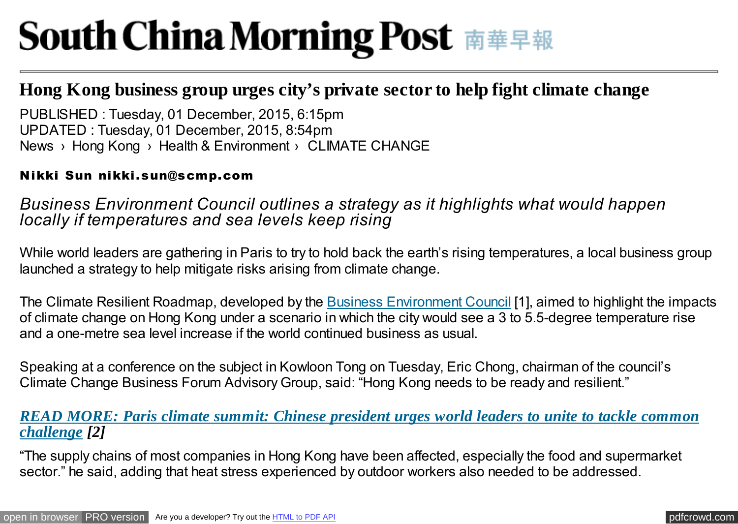# South China Morning Post 南華早報

## Hong Kong business group urges city's private sector to help fight climate change

PUBLISHED : Tuesday, 01 December, 2015, 6:15pm
UPDATED : Tuesday, 01 December, 2015, 8:54pm
News › Hong Kong › Health & Environment › CLIMATE CHANGE

**Nikki Sun nikki.sun@scmp.com**

*Business Environment Council outlines a strategy as it highlights what would happen locally if temperatures and sea levels keep rising*

While world leaders are gathering in Paris to try to hold back the earth's rising temperatures, a local business group launched a strategy to help mitigate risks arising from climate change.

The Climate Resilient Roadmap, developed by the Business Environment Council [1], aimed to highlight the impacts of climate change on Hong Kong under a scenario in which the city would see a 3 to 5.5-degree temperature rise and a one-metre sea level increase if the world continued business as usual.

Speaking at a conference on the subject in Kowloon Tong on Tuesday, Eric Chong, chairman of the council's Climate Change Business Forum Advisory Group, said: "Hong Kong needs to be ready and resilient."

***READ MORE: Paris climate summit: Chinese president urges world leaders to unite to tackle common challenge [2]***

"The supply chains of most companies in Hong Kong have been affected, especially the food and supermarket sector." he said, adding that heat stress experienced by outdoor workers also needed to be addressed.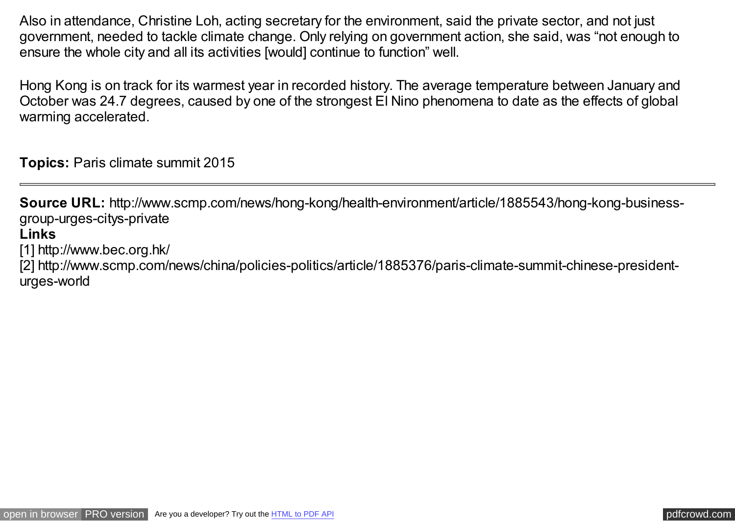Also in attendance, Christine Loh, acting secretary for the environment, said the private sector, and not just government, needed to tackle climate change. Only relying on government action, she said, was “not enough to ensure the whole city and all its activities [would] continue to function” well.

Hong Kong is on track for its warmest year in recorded history. The average temperature between January and October was 24.7 degrees, caused by one of the strongest El Nino phenomena to date as the effects of global warming accelerated.

**Topics:** Paris climate summit 2015

---

**Source URL:** http://www.scmp.com/news/hong-kong/health-environment/article/1885543/hong-kong-business-group-urges-citys-private

**Links**

[1] http://www.bec.org.hk/

[2] http://www.scmp.com/news/china/policies-politics/article/1885376/paris-climate-summit-chinese-president-urges-world